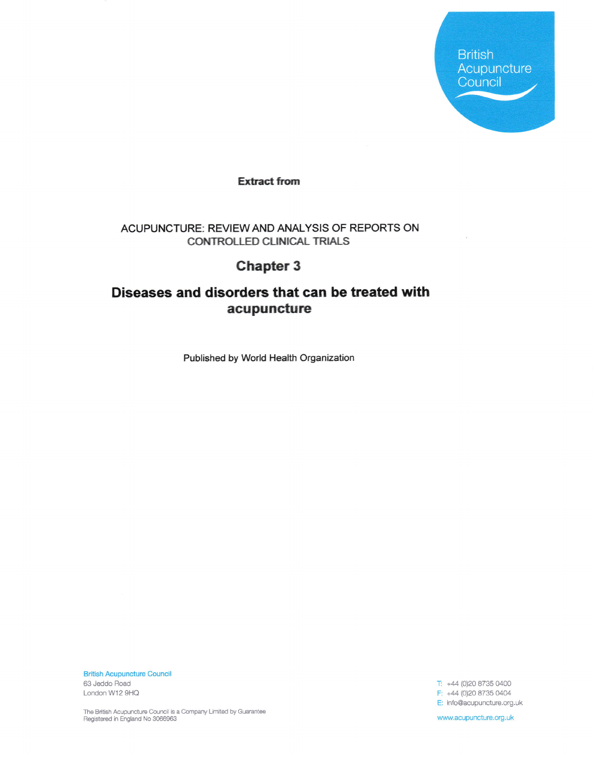British Acupuncture Council

**Extract from**

ACUPUNCTURE: REVIEW AND ANALYSIS OF REPORTS ON CONTROLLED CLINICAL TRIALS

# Chapter 3

# Diseases and disorders that can be treated with acupuncture

Published by World Health Organization

British Acupuncture Council
63 Jeddo Road
London W12 9HQ

The British Acupuncture Council is a Company Limited by Guarantee
Registered in England No 3066963

T: +44 (0)20 8735 0400
F: +44 (0)20 8735 0404
E: info@acupuncture.org.uk

www.acupuncture.org.uk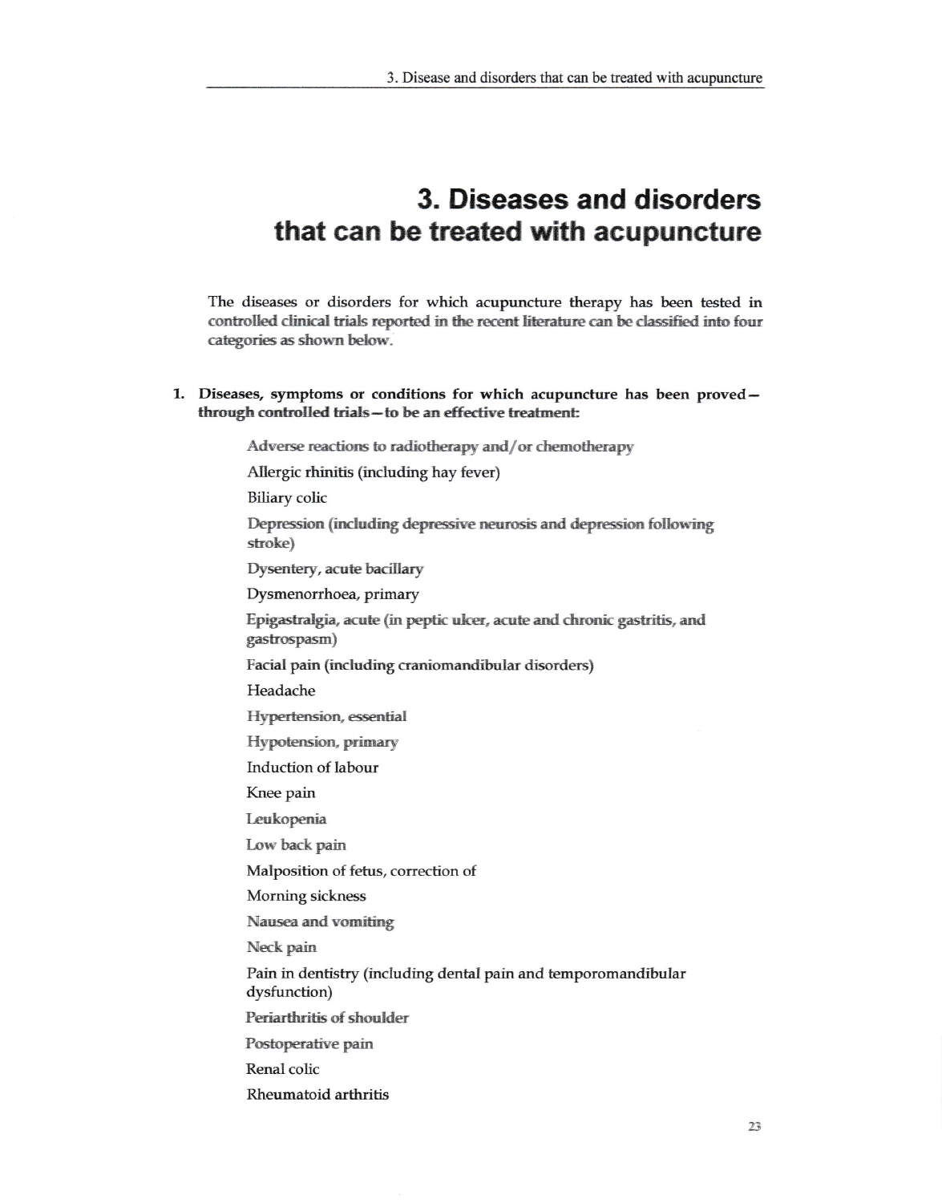# 3. Diseases and disorders that can be treated with acupuncture

The diseases or disorders for which acupuncture therapy has been tested in controlled clinical trials reported in the recent literature can be classified into four categories as shown below.

1. **Diseases, symptoms or conditions for which acupuncture has been proved—through controlled trials—to be an effective treatment:**

   Adverse reactions to radiotherapy and/or chemotherapy
   
   Allergic rhinitis (including hay fever)
   
   Biliary colic
   
   Depression (including depressive neurosis and depression following stroke)
   
   Dysentery, acute bacillary
   
   Dysmenorrhoea, primary
   
   Epigastralgia, acute (in peptic ulcer, acute and chronic gastritis, and gastrospasm)
   
   Facial pain (including craniomandibular disorders)
   
   Headache
   
   Hypertension, essential
   
   Hypotension, primary
   
   Induction of labour
   
   Knee pain
   
   Leukopenia
   
   Low back pain
   
   Malposition of fetus, correction of
   
   Morning sickness
   
   Nausea and vomiting
   
   Neck pain
   
   Pain in dentistry (including dental pain and temporomandibular dysfunction)
   
   Periarthritis of shoulder
   
   Postoperative pain
   
   Renal colic
   
   Rheumatoid arthritis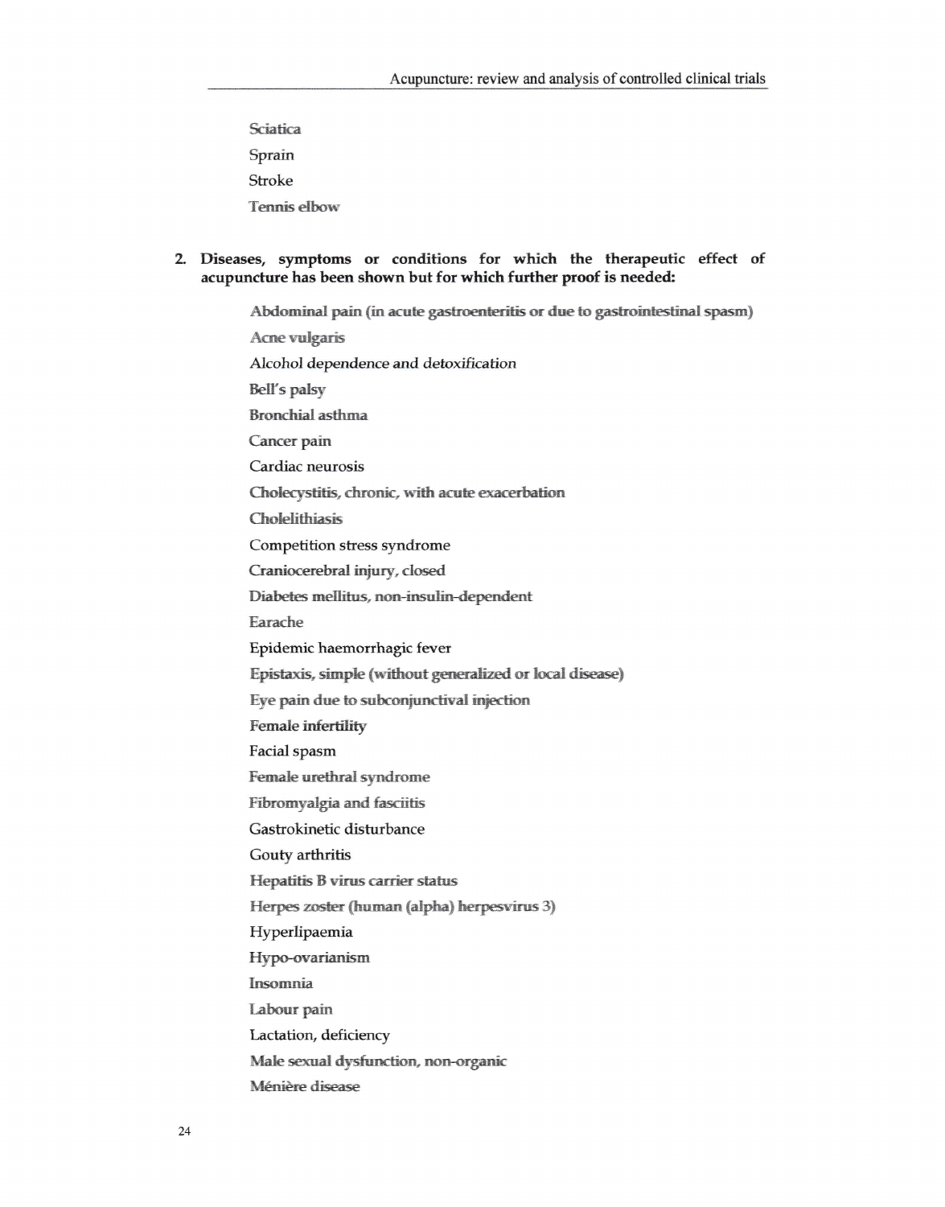- Sciatica
- Sprain
- Stroke
- Tennis elbow

2. **Diseases, symptoms or conditions for which the therapeutic effect of acupuncture has been shown but for which further proof is needed:**

- Abdominal pain (in acute gastroenteritis or due to gastrointestinal spasm)
- Acne vulgaris
- Alcohol dependence and detoxification
- Bell's palsy
- Bronchial asthma
- Cancer pain
- Cardiac neurosis
- Cholecystitis, chronic, with acute exacerbation
- Cholelithiasis
- Competition stress syndrome
- Craniocerebral injury, closed
- Diabetes mellitus, non-insulin-dependent
- Earache
- Epidemic haemorrhagic fever
- Epistaxis, simple (without generalized or local disease)
- Eye pain due to subconjunctival injection
- Female infertility
- Facial spasm
- Female urethral syndrome
- Fibromyalgia and fasciitis
- Gastrokinetic disturbance
- Gouty arthritis
- Hepatitis B virus carrier status
- Herpes zoster (human (alpha) herpesvirus 3)
- Hyperlipaemia
- Hypo-ovarianism
- Insomnia
- Labour pain
- Lactation, deficiency
- Male sexual dysfunction, non-organic
- Ménière disease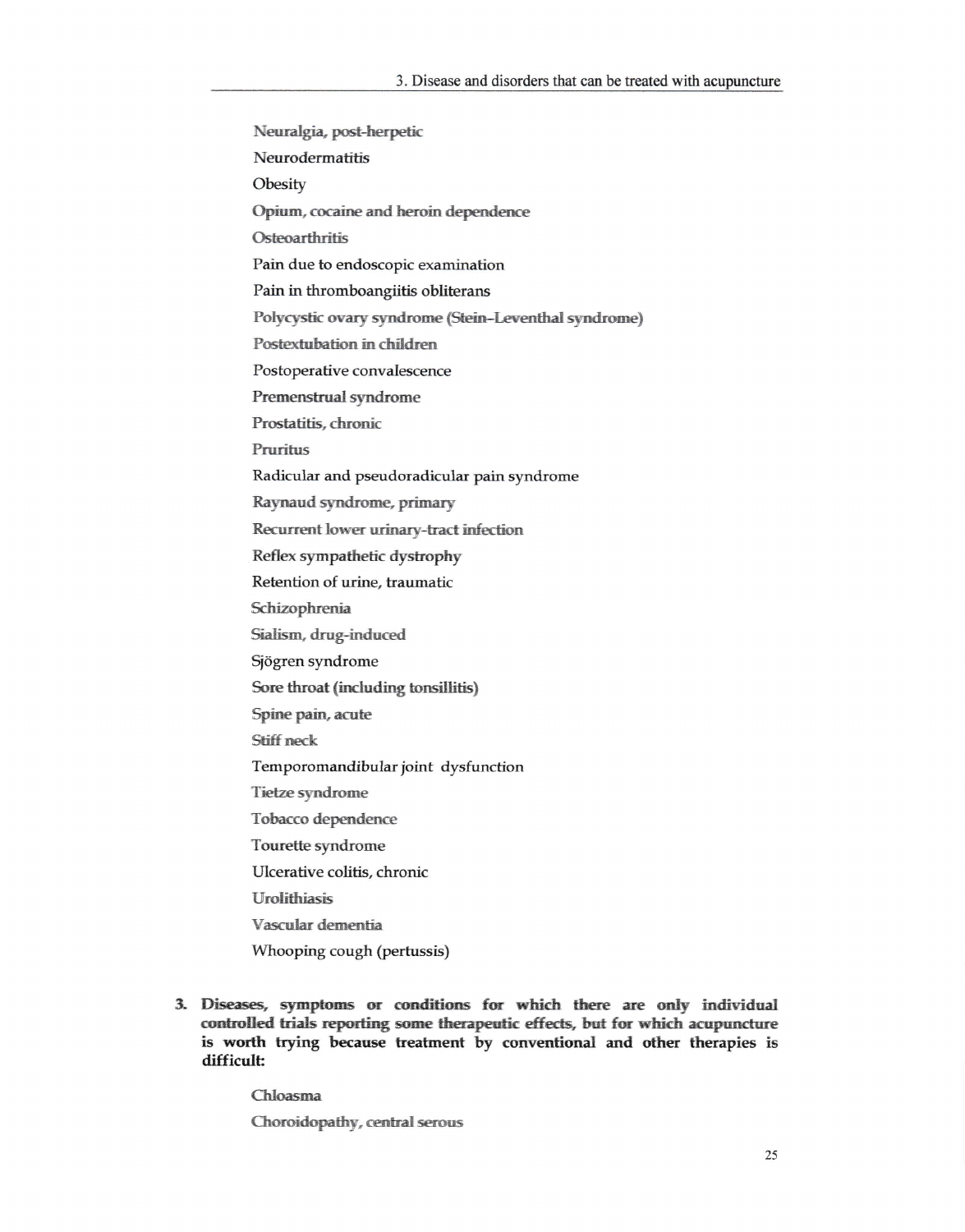- Neuralgia, post-herpetic
- Neurodermatitis
- Obesity
- Opium, cocaine and heroin dependence
- Osteoarthritis
- Pain due to endoscopic examination
- Pain in thromboangiitis obliterans
- Polycystic ovary syndrome (Stein–Leventhal syndrome)
- Postextubation in children
- Postoperative convalescence
- Premenstrual syndrome
- Prostatitis, chronic
- Pruritus
- Radicular and pseudoradicular pain syndrome
- Raynaud syndrome, primary
- Recurrent lower urinary-tract infection
- Reflex sympathetic dystrophy
- Retention of urine, traumatic
- Schizophrenia
- Sialism, drug-induced
- Sjögren syndrome
- Sore throat (including tonsillitis)
- Spine pain, acute
- Stiff neck
- Temporomandibular joint dysfunction
- Tietze syndrome
- Tobacco dependence
- Tourette syndrome
- Ulcerative colitis, chronic
- Urolithiasis
- Vascular dementia
- Whooping cough (pertussis)

3. **Diseases, symptoms or conditions for which there are only individual controlled trials reporting some therapeutic effects, but for which acupuncture is worth trying because treatment by conventional and other therapies is difficult:**

- Chloasma
- Choroidopathy, central serous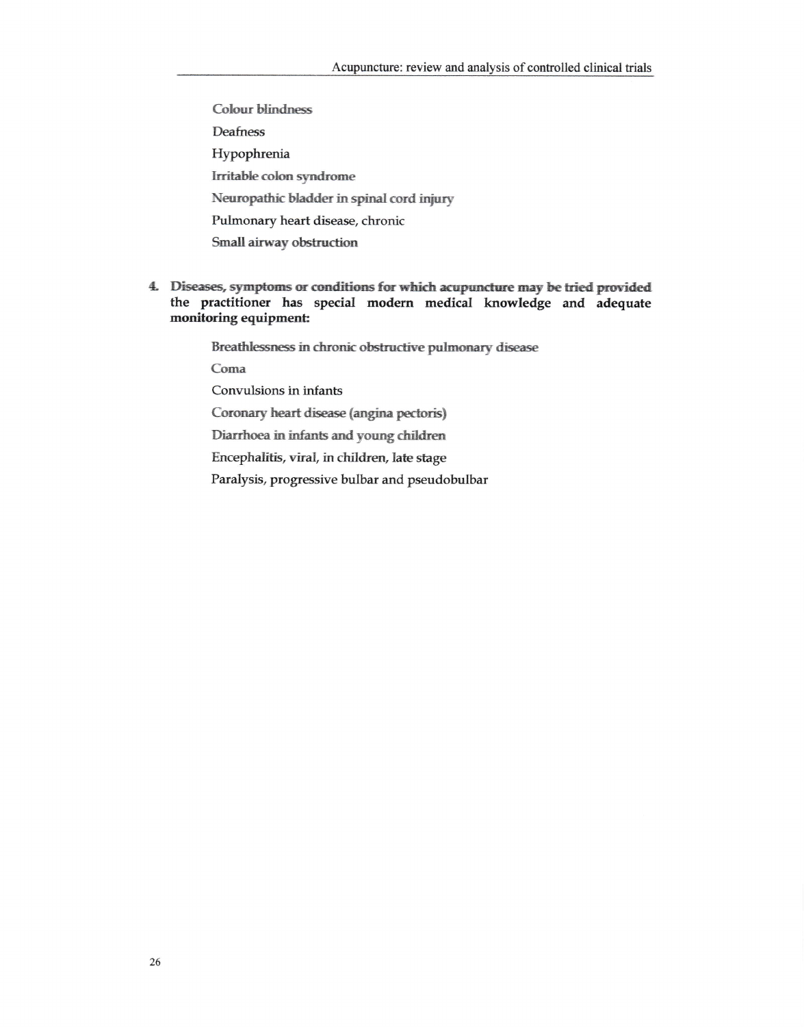- Colour blindness
- Deafness
- Hypophrenia
- Irritable colon syndrome
- Neuropathic bladder in spinal cord injury
- Pulmonary heart disease, chronic
- Small airway obstruction

**4. Diseases, symptoms or conditions for which acupuncture may be tried provided the practitioner has special modern medical knowledge and adequate monitoring equipment:**

- Breathlessness in chronic obstructive pulmonary disease
- Coma
- Convulsions in infants
- Coronary heart disease (angina pectoris)
- Diarrhoea in infants and young children
- Encephalitis, viral, in children, late stage
- Paralysis, progressive bulbar and pseudobulbar